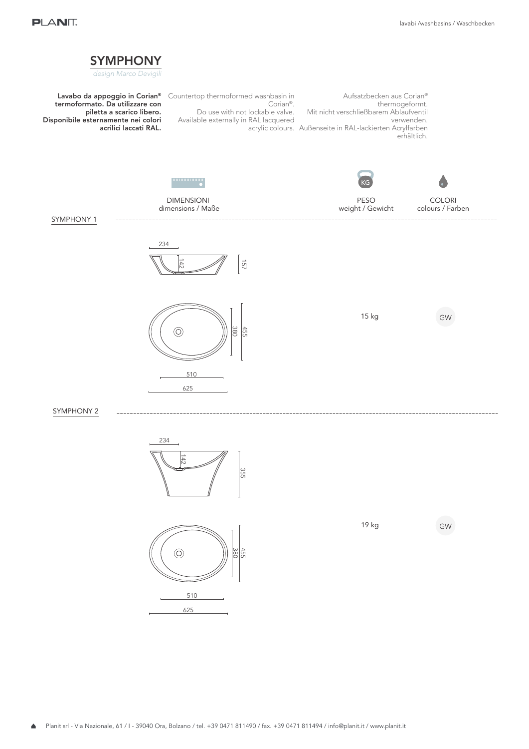# SYMPHONY

*design Marco Devigili*

**Lavabo da appoggio in Corian® termoformato. Da utilizzare con piletta a scarico libero. Disponibile esternamente nei colori acrilici laccati RAL.**

Countertop thermoformed washbasin in Corian®. Do use with not lockable valve. Available externally in RAL lacquered acrylic colours.

Aufsatzbecken aus Corian® thermogeformt. Mit nicht verschließbarem Ablaufventil verwenden. Außenseite in RAL-lackierten Acrylfarben erhältlich.

| | DIMENSIONI dimensions / Maße | PESO weight / Gewicht | COLORI colours / Farben |
|---|---|---|---|
| SYMPHONY 1 | 234, 142, 157, 380, 455, 510, 625 | 15 kg | GW |
| SYMPHONY 2 | 234, 142, 355, 455, 380, 510, 625 | 19 kg | GW |

Planit srl - Via Nazionale, 61 / I - 39040 Ora, Bolzano / tel. +39 0471 811490 / fax. +39 0471 811494 / info@planit.it / www.planit.it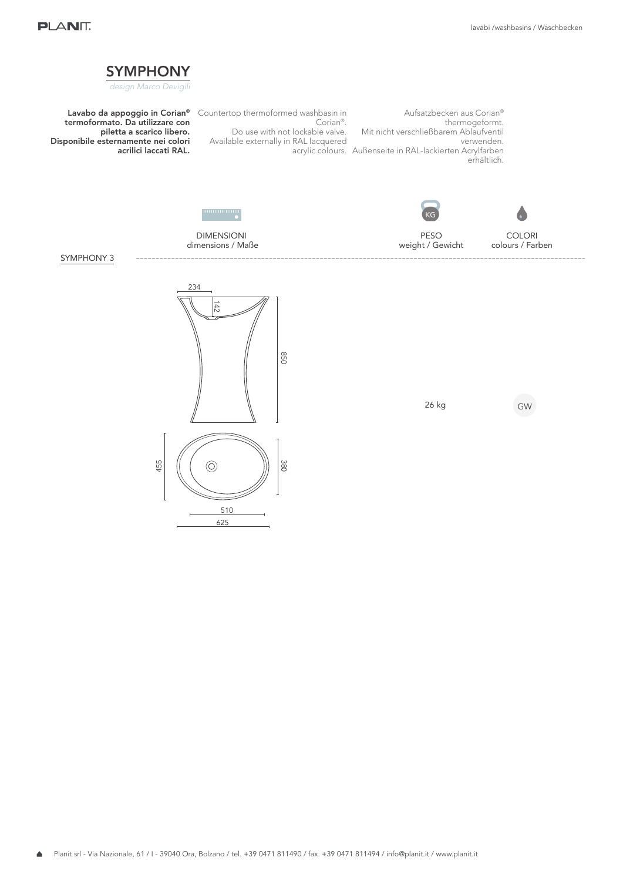## SYMPHONY

*design Marco Devigili*

**Lavabo da appoggio in Corian® termoformato. Da utilizzare con piletta a scarico libero. Disponibile esternamente nei colori acrilici laccati RAL.**

Countertop thermoformed washbasin in Corian®. Do use with not lockable valve. Available externally in RAL lacquered acrylic colours.

Aufsatzbecken aus Corian® thermogeformt. Mit nicht verschließbarem Ablaufventil verwenden. Außenseite in RAL-lackierten Acrylfarben erhältlich.

| | DIMENSIONI dimensions / Maße | PESO weight / Gewicht | COLORI colours / Farben |
| --- | --- | --- | --- |
| SYMPHONY 3 | 234, 142, 850, 455, 380, 510, 625 | 26 kg | GW |

Planit srl - Via Nazionale, 61 / I - 39040 Ora, Bolzano / tel. +39 0471 811490 / fax. +39 0471 811494 / info@planit.it / www.planit.it